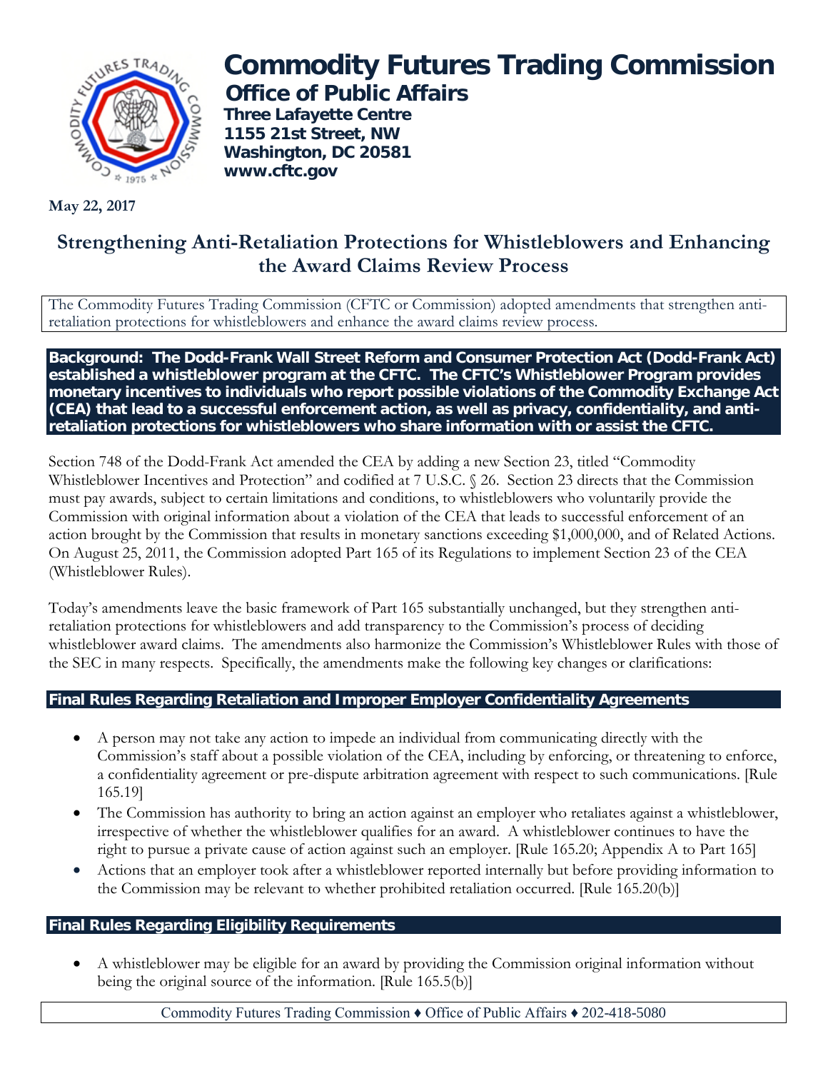# Commodity Futures Trading Commission

## Office of Public Affairs

**Three Lafayette Centre**
**1155 21st Street, NW**
**Washington, DC 20581**
**www.cftc.gov**

**May 22, 2017**

## Strengthening Anti-Retaliation Protections for Whistleblowers and Enhancing the Award Claims Review Process

The Commodity Futures Trading Commission (CFTC or Commission) adopted amendments that strengthen anti-retaliation protections for whistleblowers and enhance the award claims review process.

**Background: The Dodd-Frank Wall Street Reform and Consumer Protection Act (Dodd-Frank Act) established a whistleblower program at the CFTC. The CFTC's Whistleblower Program provides monetary incentives to individuals who report possible violations of the Commodity Exchange Act (CEA) that lead to a successful enforcement action, as well as privacy, confidentiality, and anti-retaliation protections for whistleblowers who share information with or assist the CFTC.**

Section 748 of the Dodd-Frank Act amended the CEA by adding a new Section 23, titled "Commodity Whistleblower Incentives and Protection" and codified at 7 U.S.C. § 26. Section 23 directs that the Commission must pay awards, subject to certain limitations and conditions, to whistleblowers who voluntarily provide the Commission with original information about a violation of the CEA that leads to successful enforcement of an action brought by the Commission that results in monetary sanctions exceeding $1,000,000, and of Related Actions. On August 25, 2011, the Commission adopted Part 165 of its Regulations to implement Section 23 of the CEA (Whistleblower Rules).

Today's amendments leave the basic framework of Part 165 substantially unchanged, but they strengthen anti-retaliation protections for whistleblowers and add transparency to the Commission's process of deciding whistleblower award claims. The amendments also harmonize the Commission's Whistleblower Rules with those of the SEC in many respects. Specifically, the amendments make the following key changes or clarifications:

### Final Rules Regarding Retaliation and Improper Employer Confidentiality Agreements

- A person may not take any action to impede an individual from communicating directly with the Commission's staff about a possible violation of the CEA, including by enforcing, or threatening to enforce, a confidentiality agreement or pre-dispute arbitration agreement with respect to such communications. [Rule 165.19]
- The Commission has authority to bring an action against an employer who retaliates against a whistleblower, irrespective of whether the whistleblower qualifies for an award. A whistleblower continues to have the right to pursue a private cause of action against such an employer. [Rule 165.20; Appendix A to Part 165]
- Actions that an employer took after a whistleblower reported internally but before providing information to the Commission may be relevant to whether prohibited retaliation occurred. [Rule 165.20(b)]

### Final Rules Regarding Eligibility Requirements

- A whistleblower may be eligible for an award by providing the Commission original information without being the original source of the information. [Rule 165.5(b)]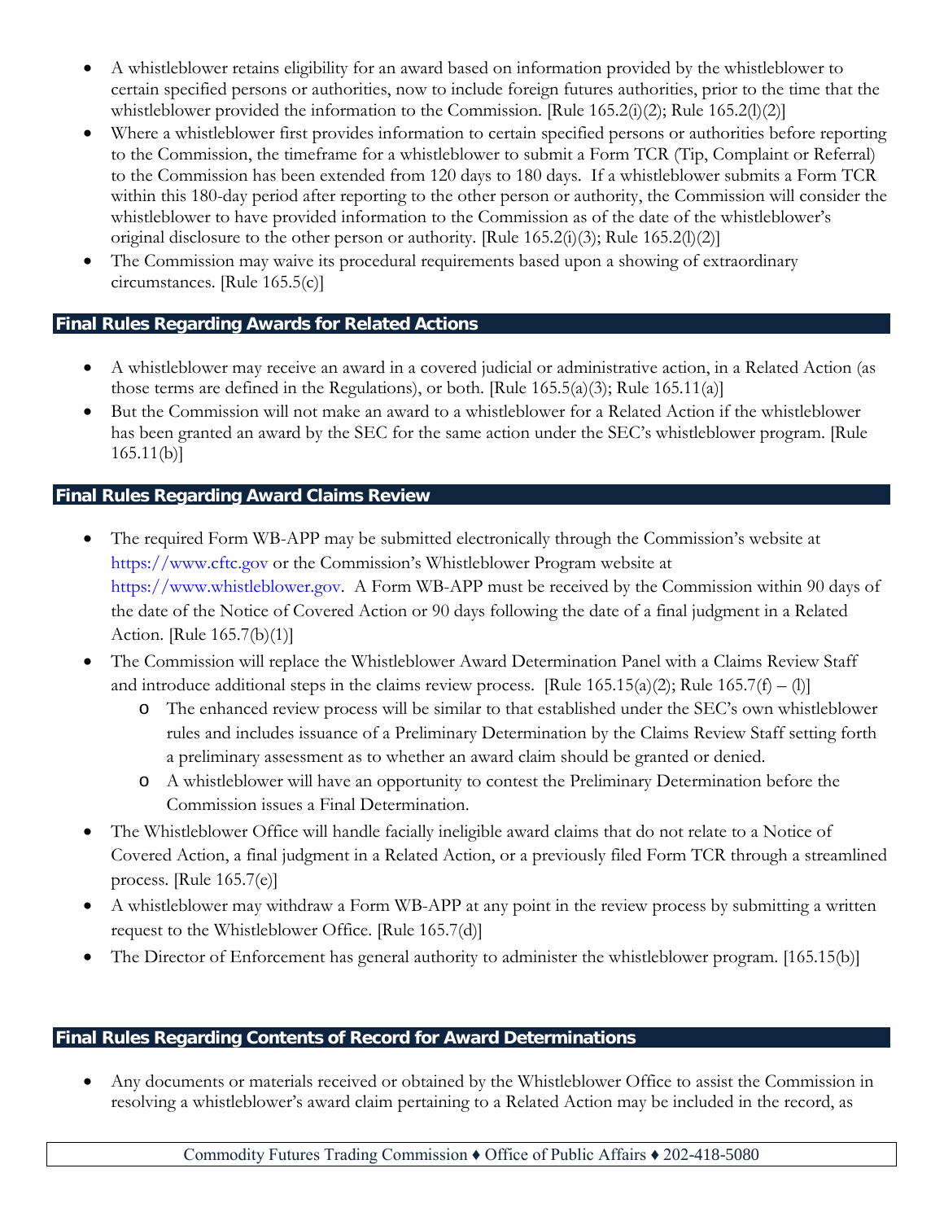- A whistleblower retains eligibility for an award based on information provided by the whistleblower to certain specified persons or authorities, now to include foreign futures authorities, prior to the time that the whistleblower provided the information to the Commission. [Rule 165.2(i)(2); Rule 165.2(l)(2)]
- Where a whistleblower first provides information to certain specified persons or authorities before reporting to the Commission, the timeframe for a whistleblower to submit a Form TCR (Tip, Complaint or Referral) to the Commission has been extended from 120 days to 180 days. If a whistleblower submits a Form TCR within this 180-day period after reporting to the other person or authority, the Commission will consider the whistleblower to have provided information to the Commission as of the date of the whistleblower's original disclosure to the other person or authority. [Rule 165.2(i)(3); Rule 165.2(l)(2)]
- The Commission may waive its procedural requirements based upon a showing of extraordinary circumstances. [Rule 165.5(c)]

## Final Rules Regarding Awards for Related Actions

- A whistleblower may receive an award in a covered judicial or administrative action, in a Related Action (as those terms are defined in the Regulations), or both. [Rule 165.5(a)(3); Rule 165.11(a)]
- But the Commission will not make an award to a whistleblower for a Related Action if the whistleblower has been granted an award by the SEC for the same action under the SEC's whistleblower program. [Rule 165.11(b)]

## Final Rules Regarding Award Claims Review

- The required Form WB-APP may be submitted electronically through the Commission's website at https://www.cftc.gov or the Commission's Whistleblower Program website at https://www.whistleblower.gov. A Form WB-APP must be received by the Commission within 90 days of the date of the Notice of Covered Action or 90 days following the date of a final judgment in a Related Action. [Rule 165.7(b)(1)]
- The Commission will replace the Whistleblower Award Determination Panel with a Claims Review Staff and introduce additional steps in the claims review process. [Rule 165.15(a)(2); Rule 165.7(f) – (l)]
  - The enhanced review process will be similar to that established under the SEC's own whistleblower rules and includes issuance of a Preliminary Determination by the Claims Review Staff setting forth a preliminary assessment as to whether an award claim should be granted or denied.
  - A whistleblower will have an opportunity to contest the Preliminary Determination before the Commission issues a Final Determination.
- The Whistleblower Office will handle facially ineligible award claims that do not relate to a Notice of Covered Action, a final judgment in a Related Action, or a previously filed Form TCR through a streamlined process. [Rule 165.7(e)]
- A whistleblower may withdraw a Form WB-APP at any point in the review process by submitting a written request to the Whistleblower Office. [Rule 165.7(d)]
- The Director of Enforcement has general authority to administer the whistleblower program. [165.15(b)]

## Final Rules Regarding Contents of Record for Award Determinations

- Any documents or materials received or obtained by the Whistleblower Office to assist the Commission in resolving a whistleblower's award claim pertaining to a Related Action may be included in the record, as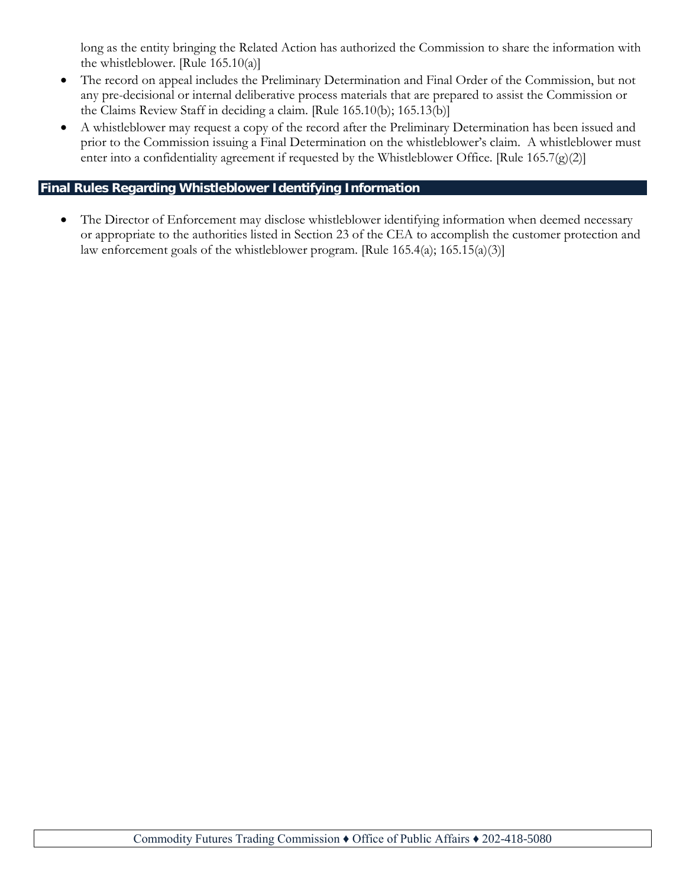long as the entity bringing the Related Action has authorized the Commission to share the information with the whistleblower. [Rule 165.10(a)]

- The record on appeal includes the Preliminary Determination and Final Order of the Commission, but not any pre-decisional or internal deliberative process materials that are prepared to assist the Commission or the Claims Review Staff in deciding a claim. [Rule 165.10(b); 165.13(b)]
- A whistleblower may request a copy of the record after the Preliminary Determination has been issued and prior to the Commission issuing a Final Determination on the whistleblower's claim. A whistleblower must enter into a confidentiality agreement if requested by the Whistleblower Office. [Rule 165.7(g)(2)]

## Final Rules Regarding Whistleblower Identifying Information

- The Director of Enforcement may disclose whistleblower identifying information when deemed necessary or appropriate to the authorities listed in Section 23 of the CEA to accomplish the customer protection and law enforcement goals of the whistleblower program. [Rule 165.4(a); 165.15(a)(3)]